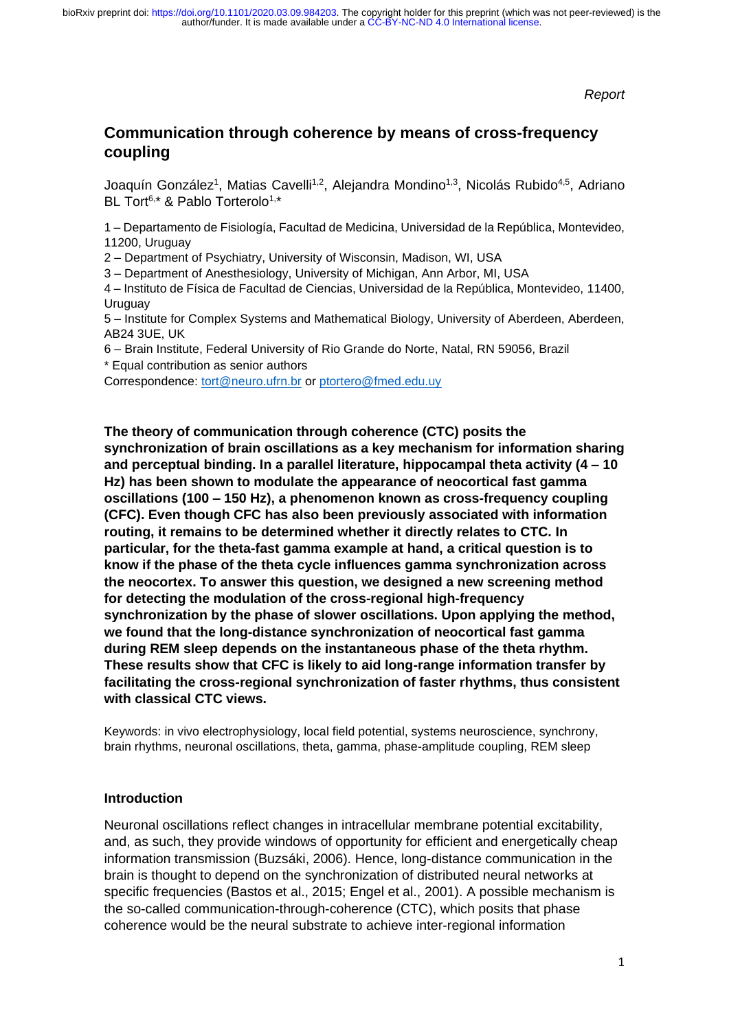*Report*

# Communication through coherence by means of cross-frequency coupling

Joaquín González[1], Matias Cavelli[1,2], Alejandra Mondino[1,3], Nicolás Rubido[4,5], Adriano BL Tort[6,*] & Pablo Torterolo[1,*]

1 – Departamento de Fisiología, Facultad de Medicina, Universidad de la República, Montevideo, 11200, Uruguay

2 – Department of Psychiatry, University of Wisconsin, Madison, WI, USA

3 – Department of Anesthesiology, University of Michigan, Ann Arbor, MI, USA

4 – Instituto de Física de Facultad de Ciencias, Universidad de la República, Montevideo, 11400, Uruguay

5 – Institute for Complex Systems and Mathematical Biology, University of Aberdeen, Aberdeen, AB24 3UE, UK

6 – Brain Institute, Federal University of Rio Grande do Norte, Natal, RN 59056, Brazil

* Equal contribution as senior authors

Correspondence: tort@neuro.ufrn.br or ptortero@fmed.edu.uy

**The theory of communication through coherence (CTC) posits the synchronization of brain oscillations as a key mechanism for information sharing and perceptual binding. In a parallel literature, hippocampal theta activity (4 – 10 Hz) has been shown to modulate the appearance of neocortical fast gamma oscillations (100 – 150 Hz), a phenomenon known as cross-frequency coupling (CFC). Even though CFC has also been previously associated with information routing, it remains to be determined whether it directly relates to CTC. In particular, for the theta-fast gamma example at hand, a critical question is to know if the phase of the theta cycle influences gamma synchronization across the neocortex. To answer this question, we designed a new screening method for detecting the modulation of the cross-regional high-frequency synchronization by the phase of slower oscillations. Upon applying the method, we found that the long-distance synchronization of neocortical fast gamma during REM sleep depends on the instantaneous phase of the theta rhythm. These results show that CFC is likely to aid long-range information transfer by facilitating the cross-regional synchronization of faster rhythms, thus consistent with classical CTC views.**

Keywords: in vivo electrophysiology, local field potential, systems neuroscience, synchrony, brain rhythms, neuronal oscillations, theta, gamma, phase-amplitude coupling, REM sleep

## Introduction

Neuronal oscillations reflect changes in intracellular membrane potential excitability, and, as such, they provide windows of opportunity for efficient and energetically cheap information transmission (Buzsáki, 2006). Hence, long-distance communication in the brain is thought to depend on the synchronization of distributed neural networks at specific frequencies (Bastos et al., 2015; Engel et al., 2001). A possible mechanism is the so-called communication-through-coherence (CTC), which posits that phase coherence would be the neural substrate to achieve inter-regional information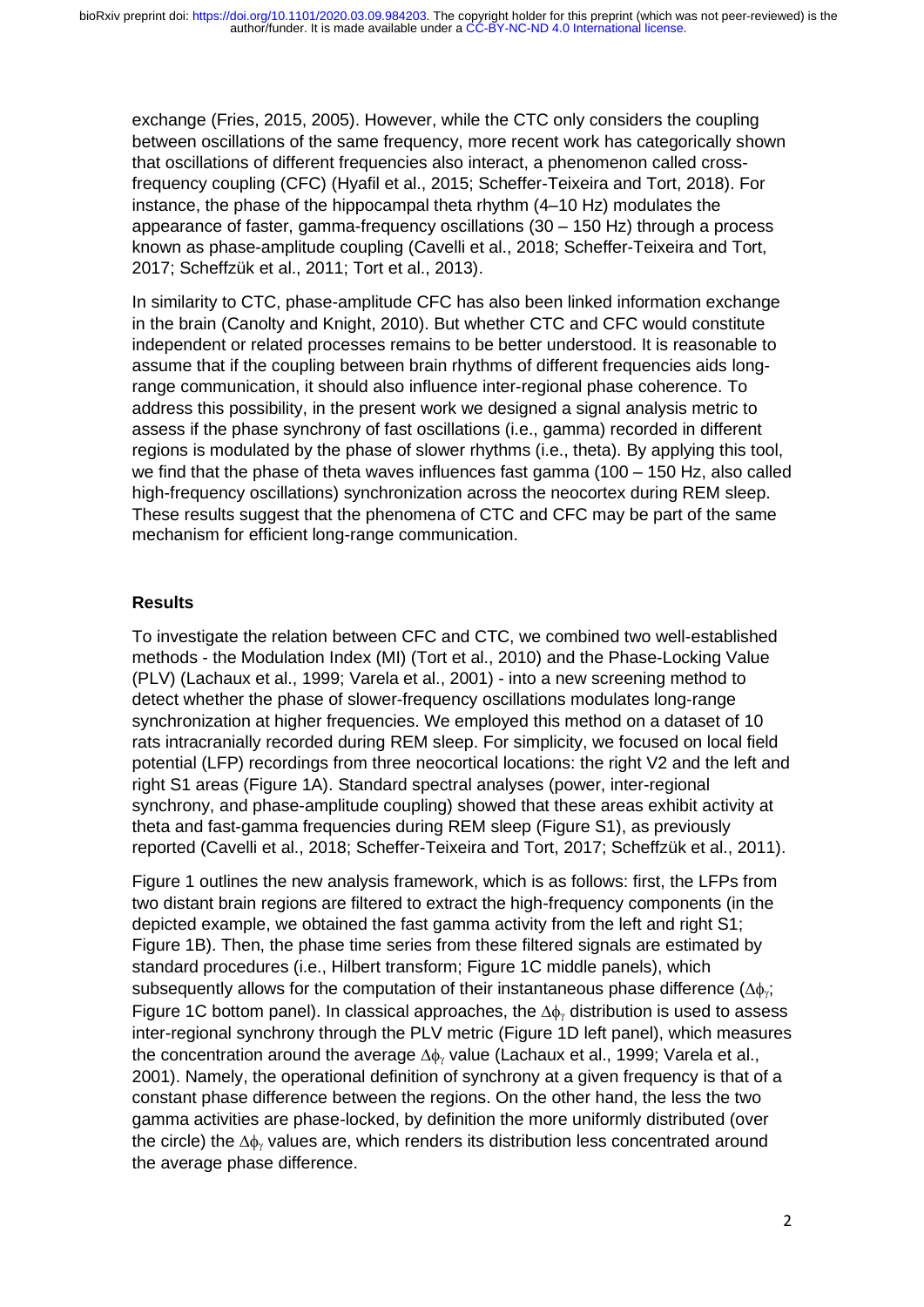exchange (Fries, 2015, 2005). However, while the CTC only considers the coupling between oscillations of the same frequency, more recent work has categorically shown that oscillations of different frequencies also interact, a phenomenon called cross-frequency coupling (CFC) (Hyafil et al., 2015; Scheffer-Teixeira and Tort, 2018). For instance, the phase of the hippocampal theta rhythm (4–10 Hz) modulates the appearance of faster, gamma-frequency oscillations (30 – 150 Hz) through a process known as phase-amplitude coupling (Cavelli et al., 2018; Scheffer-Teixeira and Tort, 2017; Scheffzük et al., 2011; Tort et al., 2013).

In similarity to CTC, phase-amplitude CFC has also been linked information exchange in the brain (Canolty and Knight, 2010). But whether CTC and CFC would constitute independent or related processes remains to be better understood. It is reasonable to assume that if the coupling between brain rhythms of different frequencies aids long-range communication, it should also influence inter-regional phase coherence. To address this possibility, in the present work we designed a signal analysis metric to assess if the phase synchrony of fast oscillations (i.e., gamma) recorded in different regions is modulated by the phase of slower rhythms (i.e., theta). By applying this tool, we find that the phase of theta waves influences fast gamma (100 – 150 Hz, also called high-frequency oscillations) synchronization across the neocortex during REM sleep. These results suggest that the phenomena of CTC and CFC may be part of the same mechanism for efficient long-range communication.

## Results

To investigate the relation between CFC and CTC, we combined two well-established methods - the Modulation Index (MI) (Tort et al., 2010) and the Phase-Locking Value (PLV) (Lachaux et al., 1999; Varela et al., 2001) - into a new screening method to detect whether the phase of slower-frequency oscillations modulates long-range synchronization at higher frequencies. We employed this method on a dataset of 10 rats intracranially recorded during REM sleep. For simplicity, we focused on local field potential (LFP) recordings from three neocortical locations: the right V2 and the left and right S1 areas (Figure 1A). Standard spectral analyses (power, inter-regional synchrony, and phase-amplitude coupling) showed that these areas exhibit activity at theta and fast-gamma frequencies during REM sleep (Figure S1), as previously reported (Cavelli et al., 2018; Scheffer-Teixeira and Tort, 2017; Scheffzük et al., 2011).

Figure 1 outlines the new analysis framework, which is as follows: first, the LFPs from two distant brain regions are filtered to extract the high-frequency components (in the depicted example, we obtained the fast gamma activity from the left and right S1; Figure 1B). Then, the phase time series from these filtered signals are estimated by standard procedures (i.e., Hilbert transform; Figure 1C middle panels), which subsequently allows for the computation of their instantaneous phase difference ($\Delta\phi_\gamma$; Figure 1C bottom panel). In classical approaches, the $\Delta\phi_\gamma$ distribution is used to assess inter-regional synchrony through the PLV metric (Figure 1D left panel), which measures the concentration around the average $\Delta\phi_\gamma$ value (Lachaux et al., 1999; Varela et al., 2001). Namely, the operational definition of synchrony at a given frequency is that of a constant phase difference between the regions. On the other hand, the less the two gamma activities are phase-locked, by definition the more uniformly distributed (over the circle) the $\Delta\phi_\gamma$ values are, which renders its distribution less concentrated around the average phase difference.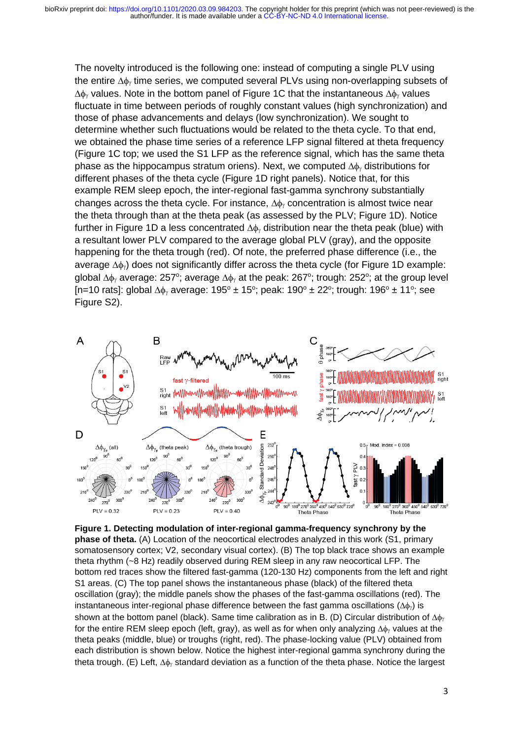The novelty introduced is the following one: instead of computing a single PLV using the entire $\Delta\phi_\gamma$ time series, we computed several PLVs using non-overlapping subsets of $\Delta\phi_\gamma$ values. Note in the bottom panel of Figure 1C that the instantaneous $\Delta\phi_\gamma$ values fluctuate in time between periods of roughly constant values (high synchronization) and those of phase advancements and delays (low synchronization). We sought to determine whether such fluctuations would be related to the theta cycle. To that end, we obtained the phase time series of a reference LFP signal filtered at theta frequency (Figure 1C top; we used the S1 LFP as the reference signal, which has the same theta phase as the hippocampus stratum oriens). Next, we computed $\Delta\phi_\gamma$ distributions for different phases of the theta cycle (Figure 1D right panels). Notice that, for this example REM sleep epoch, the inter-regional fast-gamma synchrony substantially changes across the theta cycle. For instance, $\Delta\phi_\gamma$ concentration is almost twice near the theta through than at the theta peak (as assessed by the PLV; Figure 1D). Notice further in Figure 1D a less concentrated $\Delta\phi_\gamma$ distribution near the theta peak (blue) with a resultant lower PLV compared to the average global PLV (gray), and the opposite happening for the theta trough (red). Of note, the preferred phase difference (i.e., the average $\Delta\phi_\gamma$) does not significantly differ across the theta cycle (for Figure 1D example: global $\Delta\phi_\gamma$ average: 257°; average $\Delta\phi_\gamma$ at the peak: 267°; trough: 252°; at the group level [n=10 rats]: global $\Delta\phi_\gamma$ average: 195° ± 15°; peak: 190° ± 22°; trough: 196° ± 11°; see Figure S2).

**Figure 1. Detecting modulation of inter-regional gamma-frequency synchrony by the phase of theta.** (A) Location of the neocortical electrodes analyzed in this work (S1, primary somatosensory cortex; V2, secondary visual cortex). (B) The top black trace shows an example theta rhythm (~8 Hz) readily observed during REM sleep in any raw neocortical LFP. The bottom red traces show the filtered fast-gamma (120-130 Hz) components from the left and right S1 areas. (C) The top panel shows the instantaneous phase (black) of the filtered theta oscillation (gray); the middle panels show the phases of the fast-gamma oscillations (red). The instantaneous inter-regional phase difference between the fast gamma oscillations ($\Delta\phi_\gamma$) is shown at the bottom panel (black). Same time calibration as in B. (D) Circular distribution of $\Delta\phi_\gamma$ for the entire REM sleep epoch (left, gray), as well as for when only analyzing $\Delta\phi_\gamma$ values at the theta peaks (middle, blue) or troughs (right, red). The phase-locking value (PLV) obtained from each distribution is shown below. Notice the highest inter-regional gamma synchrony during the theta trough. (E) Left, $\Delta\phi_\gamma$ standard deviation as a function of the theta phase. Notice the largest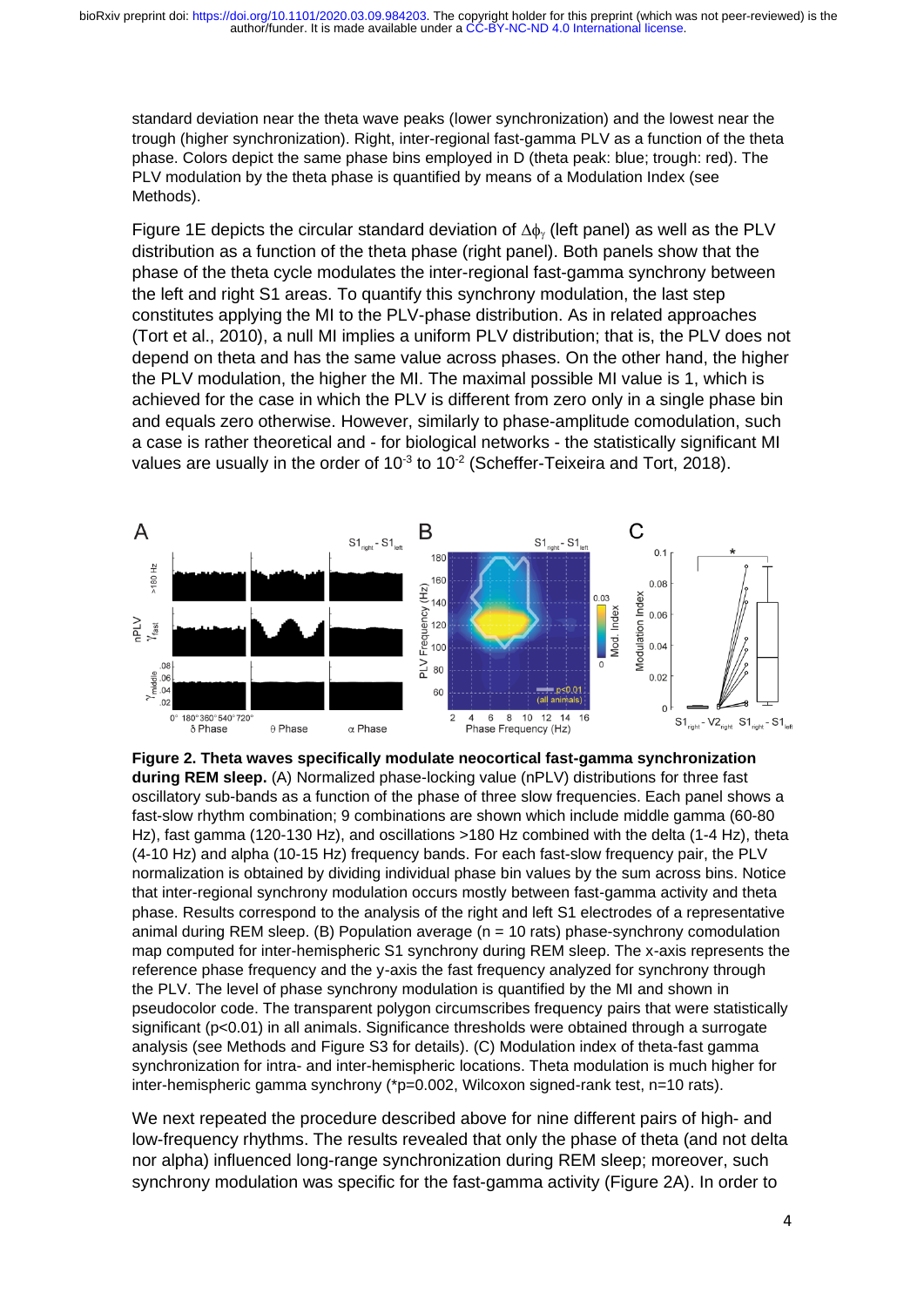standard deviation near the theta wave peaks (lower synchronization) and the lowest near the trough (higher synchronization). Right, inter-regional fast-gamma PLV as a function of the theta phase. Colors depict the same phase bins employed in D (theta peak: blue; trough: red). The PLV modulation by the theta phase is quantified by means of a Modulation Index (see Methods).

Figure 1E depicts the circular standard deviation of $\Delta\phi_\gamma$ (left panel) as well as the PLV distribution as a function of the theta phase (right panel). Both panels show that the phase of the theta cycle modulates the inter-regional fast-gamma synchrony between the left and right S1 areas. To quantify this synchrony modulation, the last step constitutes applying the MI to the PLV-phase distribution. As in related approaches (Tort et al., 2010), a null MI implies a uniform PLV distribution; that is, the PLV does not depend on theta and has the same value across phases. On the other hand, the higher the PLV modulation, the higher the MI. The maximal possible MI value is 1, which is achieved for the case in which the PLV is different from zero only in a single phase bin and equals zero otherwise. However, similarly to phase-amplitude comodulation, such a case is rather theoretical and - for biological networks - the statistically significant MI values are usually in the order of $10^{-3}$ to $10^{-2}$ (Scheffer-Teixeira and Tort, 2018).

**Figure 2. Theta waves specifically modulate neocortical fast-gamma synchronization during REM sleep.** (A) Normalized phase-locking value (nPLV) distributions for three fast oscillatory sub-bands as a function of the phase of three slow frequencies. Each panel shows a fast-slow rhythm combination; 9 combinations are shown which include middle gamma (60-80 Hz), fast gamma (120-130 Hz), and oscillations >180 Hz combined with the delta (1-4 Hz), theta (4-10 Hz) and alpha (10-15 Hz) frequency bands. For each fast-slow frequency pair, the PLV normalization is obtained by dividing individual phase bin values by the sum across bins. Notice that inter-regional synchrony modulation occurs mostly between fast-gamma activity and theta phase. Results correspond to the analysis of the right and left S1 electrodes of a representative animal during REM sleep. (B) Population average (n = 10 rats) phase-synchrony comodulation map computed for inter-hemispheric S1 synchrony during REM sleep. The x-axis represents the reference phase frequency and the y-axis the fast frequency analyzed for synchrony through the PLV. The level of phase synchrony modulation is quantified by the MI and shown in pseudocolor code. The transparent polygon circumscribes frequency pairs that were statistically significant (p<0.01) in all animals. Significance thresholds were obtained through a surrogate analysis (see Methods and Figure S3 for details). (C) Modulation index of theta-fast gamma synchronization for intra- and inter-hemispheric locations. Theta modulation is much higher for inter-hemispheric gamma synchrony (*p=0.002, Wilcoxon signed-rank test, n=10 rats).

We next repeated the procedure described above for nine different pairs of high- and low-frequency rhythms. The results revealed that only the phase of theta (and not delta nor alpha) influenced long-range synchronization during REM sleep; moreover, such synchrony modulation was specific for the fast-gamma activity (Figure 2A). In order to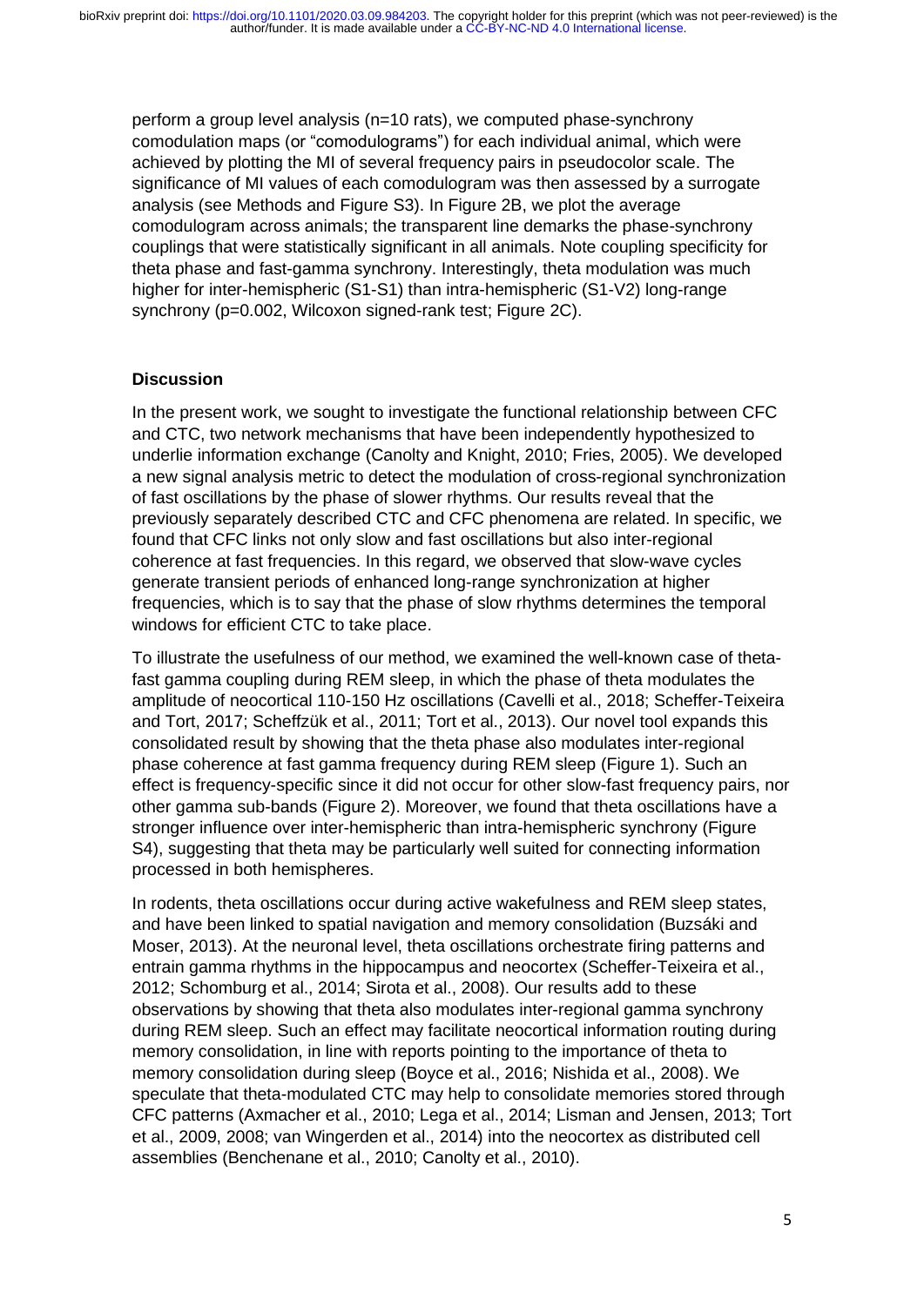perform a group level analysis (n=10 rats), we computed phase-synchrony comodulation maps (or "comodulograms") for each individual animal, which were achieved by plotting the MI of several frequency pairs in pseudocolor scale. The significance of MI values of each comodulogram was then assessed by a surrogate analysis (see Methods and Figure S3). In Figure 2B, we plot the average comodulogram across animals; the transparent line demarks the phase-synchrony couplings that were statistically significant in all animals. Note coupling specificity for theta phase and fast-gamma synchrony. Interestingly, theta modulation was much higher for inter-hemispheric (S1-S1) than intra-hemispheric (S1-V2) long-range synchrony ($p=0.002$, Wilcoxon signed-rank test; Figure 2C).

## Discussion

In the present work, we sought to investigate the functional relationship between CFC and CTC, two network mechanisms that have been independently hypothesized to underlie information exchange (Canolty and Knight, 2010; Fries, 2005). We developed a new signal analysis metric to detect the modulation of cross-regional synchronization of fast oscillations by the phase of slower rhythms. Our results reveal that the previously separately described CTC and CFC phenomena are related. In specific, we found that CFC links not only slow and fast oscillations but also inter-regional coherence at fast frequencies. In this regard, we observed that slow-wave cycles generate transient periods of enhanced long-range synchronization at higher frequencies, which is to say that the phase of slow rhythms determines the temporal windows for efficient CTC to take place.

To illustrate the usefulness of our method, we examined the well-known case of theta-fast gamma coupling during REM sleep, in which the phase of theta modulates the amplitude of neocortical 110-150 Hz oscillations (Cavelli et al., 2018; Scheffer-Teixeira and Tort, 2017; Scheffzük et al., 2011; Tort et al., 2013). Our novel tool expands this consolidated result by showing that the theta phase also modulates inter-regional phase coherence at fast gamma frequency during REM sleep (Figure 1). Such an effect is frequency-specific since it did not occur for other slow-fast frequency pairs, nor other gamma sub-bands (Figure 2). Moreover, we found that theta oscillations have a stronger influence over inter-hemispheric than intra-hemispheric synchrony (Figure S4), suggesting that theta may be particularly well suited for connecting information processed in both hemispheres.

In rodents, theta oscillations occur during active wakefulness and REM sleep states, and have been linked to spatial navigation and memory consolidation (Buzsáki and Moser, 2013). At the neuronal level, theta oscillations orchestrate firing patterns and entrain gamma rhythms in the hippocampus and neocortex (Scheffer-Teixeira et al., 2012; Schomburg et al., 2014; Sirota et al., 2008). Our results add to these observations by showing that theta also modulates inter-regional gamma synchrony during REM sleep. Such an effect may facilitate neocortical information routing during memory consolidation, in line with reports pointing to the importance of theta to memory consolidation during sleep (Boyce et al., 2016; Nishida et al., 2008). We speculate that theta-modulated CTC may help to consolidate memories stored through CFC patterns (Axmacher et al., 2010; Lega et al., 2014; Lisman and Jensen, 2013; Tort et al., 2009, 2008; van Wingerden et al., 2014) into the neocortex as distributed cell assemblies (Benchenane et al., 2010; Canolty et al., 2010).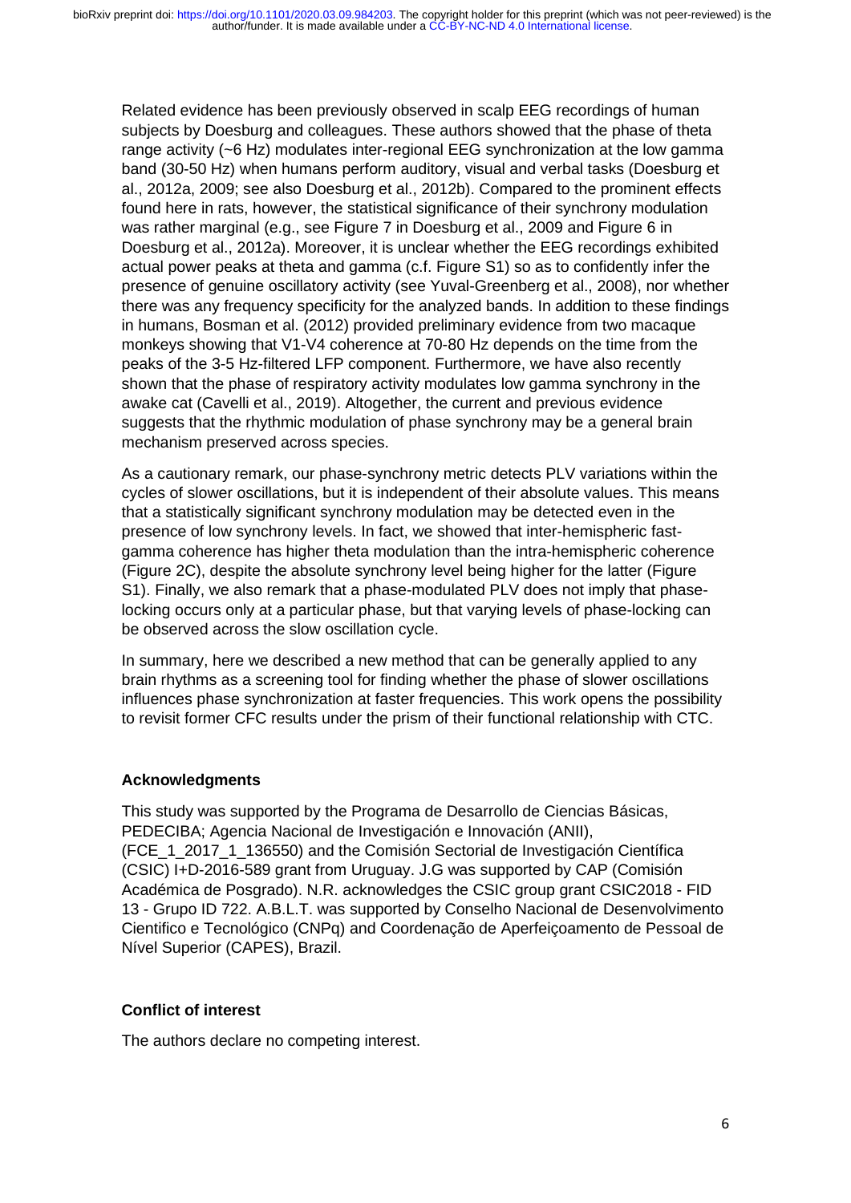Related evidence has been previously observed in scalp EEG recordings of human subjects by Doesburg and colleagues. These authors showed that the phase of theta range activity (~6 Hz) modulates inter-regional EEG synchronization at the low gamma band (30-50 Hz) when humans perform auditory, visual and verbal tasks (Doesburg et al., 2012a, 2009; see also Doesburg et al., 2012b). Compared to the prominent effects found here in rats, however, the statistical significance of their synchrony modulation was rather marginal (e.g., see Figure 7 in Doesburg et al., 2009 and Figure 6 in Doesburg et al., 2012a). Moreover, it is unclear whether the EEG recordings exhibited actual power peaks at theta and gamma (c.f. Figure S1) so as to confidently infer the presence of genuine oscillatory activity (see Yuval-Greenberg et al., 2008), nor whether there was any frequency specificity for the analyzed bands. In addition to these findings in humans, Bosman et al. (2012) provided preliminary evidence from two macaque monkeys showing that V1-V4 coherence at 70-80 Hz depends on the time from the peaks of the 3-5 Hz-filtered LFP component. Furthermore, we have also recently shown that the phase of respiratory activity modulates low gamma synchrony in the awake cat (Cavelli et al., 2019). Altogether, the current and previous evidence suggests that the rhythmic modulation of phase synchrony may be a general brain mechanism preserved across species.

As a cautionary remark, our phase-synchrony metric detects PLV variations within the cycles of slower oscillations, but it is independent of their absolute values. This means that a statistically significant synchrony modulation may be detected even in the presence of low synchrony levels. In fact, we showed that inter-hemispheric fast-gamma coherence has higher theta modulation than the intra-hemispheric coherence (Figure 2C), despite the absolute synchrony level being higher for the latter (Figure S1). Finally, we also remark that a phase-modulated PLV does not imply that phase-locking occurs only at a particular phase, but that varying levels of phase-locking can be observed across the slow oscillation cycle.

In summary, here we described a new method that can be generally applied to any brain rhythms as a screening tool for finding whether the phase of slower oscillations influences phase synchronization at faster frequencies. This work opens the possibility to revisit former CFC results under the prism of their functional relationship with CTC.

## Acknowledgments

This study was supported by the Programa de Desarrollo de Ciencias Básicas, PEDECIBA; Agencia Nacional de Investigación e Innovación (ANII), (FCE_1_2017_1_136550) and the Comisión Sectorial de Investigación Científica (CSIC) I+D-2016-589 grant from Uruguay. J.G was supported by CAP (Comisión Académica de Posgrado). N.R. acknowledges the CSIC group grant CSIC2018 - FID 13 - Grupo ID 722. A.B.L.T. was supported by Conselho Nacional de Desenvolvimento Cientifico e Tecnológico (CNPq) and Coordenação de Aperfeiçoamento de Pessoal de Nível Superior (CAPES), Brazil.

## Conflict of interest

The authors declare no competing interest.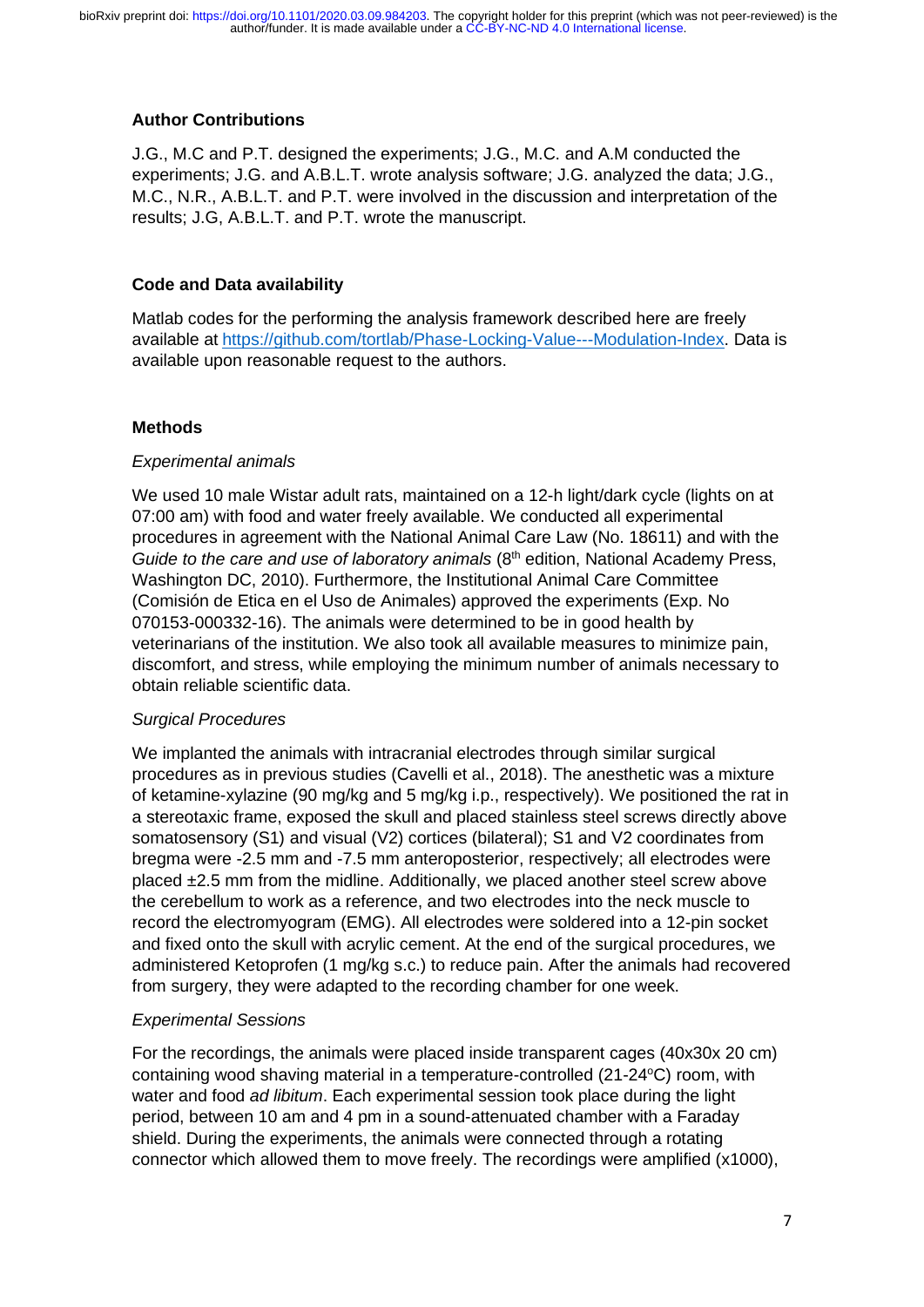## Author Contributions

J.G., M.C and P.T. designed the experiments; J.G., M.C. and A.M conducted the experiments; J.G. and A.B.L.T. wrote analysis software; J.G. analyzed the data; J.G., M.C., N.R., A.B.L.T. and P.T. were involved in the discussion and interpretation of the results; J.G, A.B.L.T. and P.T. wrote the manuscript.

## Code and Data availability

Matlab codes for the performing the analysis framework described here are freely available at https://github.com/tortlab/Phase-Locking-Value---Modulation-Index. Data is available upon reasonable request to the authors.

## Methods

*Experimental animals*

We used 10 male Wistar adult rats, maintained on a 12-h light/dark cycle (lights on at 07:00 am) with food and water freely available. We conducted all experimental procedures in agreement with the National Animal Care Law (No. 18611) and with the *Guide to the care and use of laboratory animals* (8th edition, National Academy Press, Washington DC, 2010). Furthermore, the Institutional Animal Care Committee (Comisión de Etica en el Uso de Animales) approved the experiments (Exp. No 070153-000332-16). The animals were determined to be in good health by veterinarians of the institution. We also took all available measures to minimize pain, discomfort, and stress, while employing the minimum number of animals necessary to obtain reliable scientific data.

*Surgical Procedures*

We implanted the animals with intracranial electrodes through similar surgical procedures as in previous studies (Cavelli et al., 2018). The anesthetic was a mixture of ketamine-xylazine (90 mg/kg and 5 mg/kg i.p., respectively). We positioned the rat in a stereotaxic frame, exposed the skull and placed stainless steel screws directly above somatosensory (S1) and visual (V2) cortices (bilateral); S1 and V2 coordinates from bregma were -2.5 mm and -7.5 mm anteroposterior, respectively; all electrodes were placed ±2.5 mm from the midline. Additionally, we placed another steel screw above the cerebellum to work as a reference, and two electrodes into the neck muscle to record the electromyogram (EMG). All electrodes were soldered into a 12-pin socket and fixed onto the skull with acrylic cement. At the end of the surgical procedures, we administered Ketoprofen (1 mg/kg s.c.) to reduce pain. After the animals had recovered from surgery, they were adapted to the recording chamber for one week.

*Experimental Sessions*

For the recordings, the animals were placed inside transparent cages (40x30x 20 cm) containing wood shaving material in a temperature-controlled (21-24ºC) room, with water and food *ad libitum*. Each experimental session took place during the light period, between 10 am and 4 pm in a sound-attenuated chamber with a Faraday shield. During the experiments, the animals were connected through a rotating connector which allowed them to move freely. The recordings were amplified (x1000),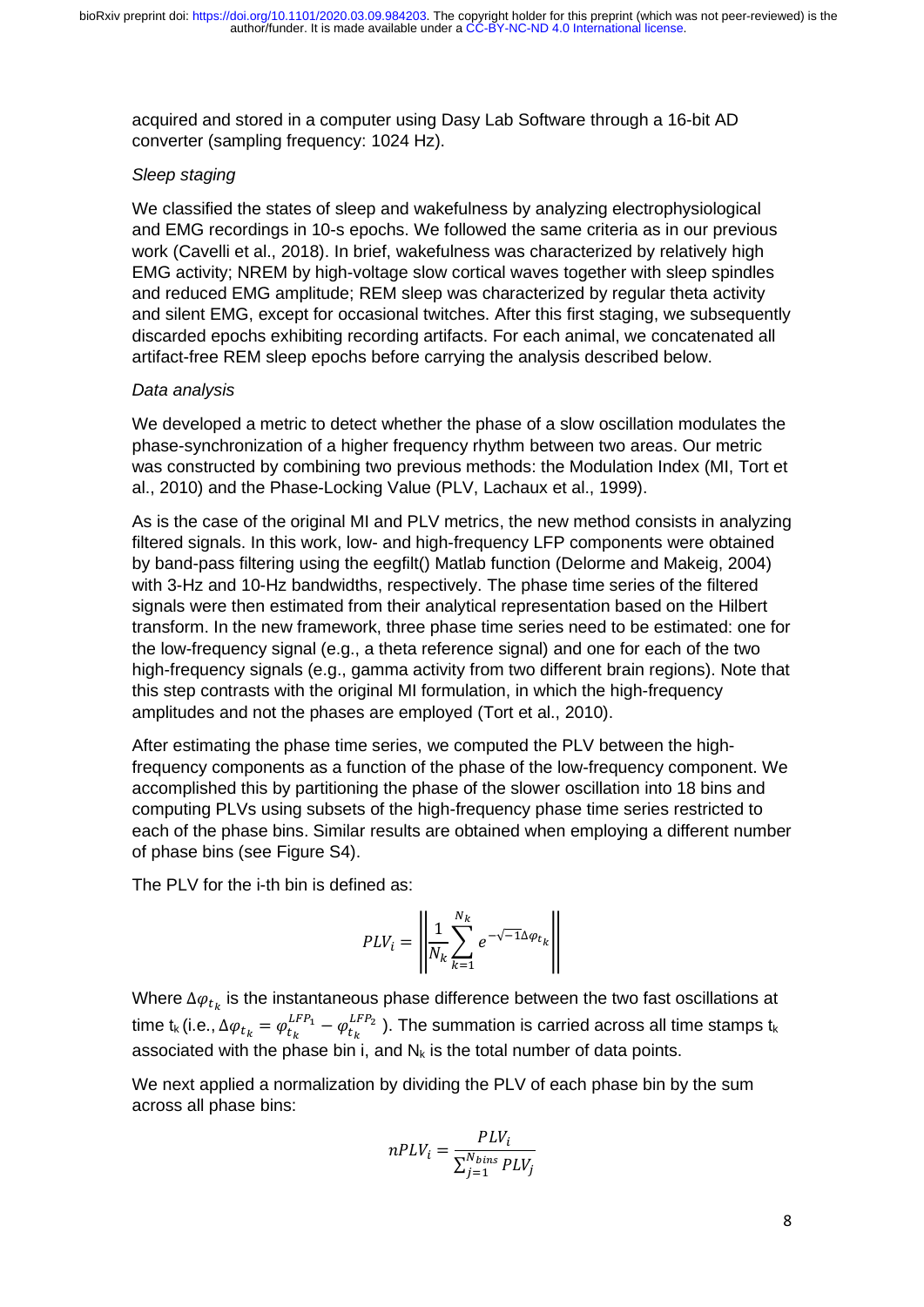acquired and stored in a computer using Dasy Lab Software through a 16-bit AD converter (sampling frequency: 1024 Hz).

*Sleep staging*

We classified the states of sleep and wakefulness by analyzing electrophysiological and EMG recordings in 10-s epochs. We followed the same criteria as in our previous work (Cavelli et al., 2018). In brief, wakefulness was characterized by relatively high EMG activity; NREM by high-voltage slow cortical waves together with sleep spindles and reduced EMG amplitude; REM sleep was characterized by regular theta activity and silent EMG, except for occasional twitches. After this first staging, we subsequently discarded epochs exhibiting recording artifacts. For each animal, we concatenated all artifact-free REM sleep epochs before carrying the analysis described below.

*Data analysis*

We developed a metric to detect whether the phase of a slow oscillation modulates the phase-synchronization of a higher frequency rhythm between two areas. Our metric was constructed by combining two previous methods: the Modulation Index (MI, Tort et al., 2010) and the Phase-Locking Value (PLV, Lachaux et al., 1999).

As is the case of the original MI and PLV metrics, the new method consists in analyzing filtered signals. In this work, low- and high-frequency LFP components were obtained by band-pass filtering using the eegfilt() Matlab function (Delorme and Makeig, 2004) with 3-Hz and 10-Hz bandwidths, respectively. The phase time series of the filtered signals were then estimated from their analytical representation based on the Hilbert transform. In the new framework, three phase time series need to be estimated: one for the low-frequency signal (e.g., a theta reference signal) and one for each of the two high-frequency signals (e.g., gamma activity from two different brain regions). Note that this step contrasts with the original MI formulation, in which the high-frequency amplitudes and not the phases are employed (Tort et al., 2010).

After estimating the phase time series, we computed the PLV between the high-frequency components as a function of the phase of the low-frequency component. We accomplished this by partitioning the phase of the slower oscillation into 18 bins and computing PLVs using subsets of the high-frequency phase time series restricted to each of the phase bins. Similar results are obtained when employing a different number of phase bins (see Figure S4).

The PLV for the i-th bin is defined as:

$$PLV_i = \left\| \frac{1}{N_k} \sum_{k=1}^{N_k} e^{-\sqrt{-1}\Delta\varphi_{t_k}} \right\|$$

Where $\Delta\varphi_{t_k}$ is the instantaneous phase difference between the two fast oscillations at time $t_k$ (i.e., $\Delta\varphi_{t_k} = \varphi_{t_k}^{LFP_1} - \varphi_{t_k}^{LFP_2}$ ). The summation is carried across all time stamps $t_k$ associated with the phase bin i, and $N_k$ is the total number of data points.

We next applied a normalization by dividing the PLV of each phase bin by the sum across all phase bins:

$$nPLV_i = \frac{PLV_i}{\sum_{j=1}^{N_{bins}} PLV_j}$$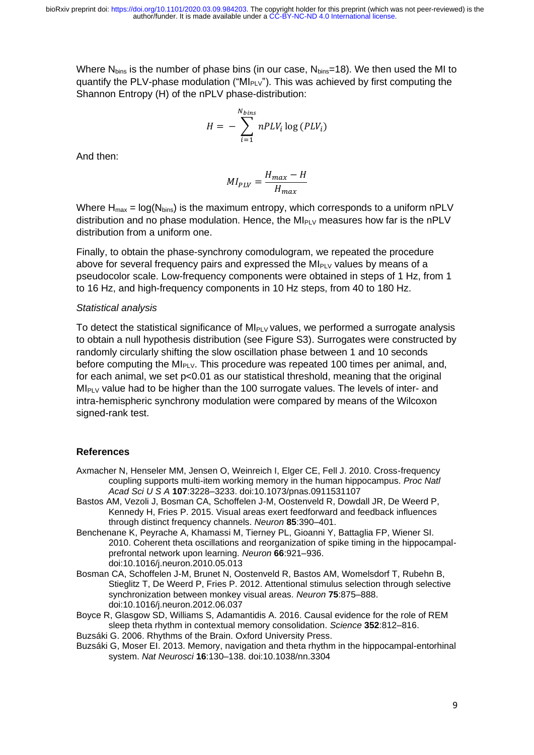Where $N_{bins}$ is the number of phase bins (in our case, $N_{bins}$=18). We then used the MI to quantify the PLV-phase modulation ("$MI_{PLV}$"). This was achieved by first computing the Shannon Entropy (H) of the nPLV phase-distribution:

$$H = -\sum_{i=1}^{N_{bins}} nPLV_i \log(PLV_i)$$

And then:

$$MI_{PLV} = \frac{H_{max} - H}{H_{max}}$$

Where $H_{max} = \log(N_{bins})$ is the maximum entropy, which corresponds to a uniform nPLV distribution and no phase modulation. Hence, the $MI_{PLV}$ measures how far is the nPLV distribution from a uniform one.

Finally, to obtain the phase-synchrony comodulogram, we repeated the procedure above for several frequency pairs and expressed the $MI_{PLV}$ values by means of a pseudocolor scale. Low-frequency components were obtained in steps of 1 Hz, from 1 to 16 Hz, and high-frequency components in 10 Hz steps, from 40 to 180 Hz.

### *Statistical analysis*

To detect the statistical significance of $MI_{PLV}$ values, we performed a surrogate analysis to obtain a null hypothesis distribution (see Figure S3). Surrogates were constructed by randomly circularly shifting the slow oscillation phase between 1 and 10 seconds before computing the $MI_{PLV}$. This procedure was repeated 100 times per animal, and, for each animal, we set $p<0.01$ as our statistical threshold, meaning that the original $MI_{PLV}$ value had to be higher than the 100 surrogate values. The levels of inter- and intra-hemispheric synchrony modulation were compared by means of the Wilcoxon signed-rank test.

## References

Axmacher N, Henseler MM, Jensen O, Weinreich I, Elger CE, Fell J. 2010. Cross-frequency coupling supports multi-item working memory in the human hippocampus. *Proc Natl Acad Sci U S A* **107**:3228–3233. doi:10.1073/pnas.0911531107

Bastos AM, Vezoli J, Bosman CA, Schoffelen J-M, Oostenveld R, Dowdall JR, De Weerd P, Kennedy H, Fries P. 2015. Visual areas exert feedforward and feedback influences through distinct frequency channels. *Neuron* **85**:390–401.

Benchenane K, Peyrache A, Khamassi M, Tierney PL, Gioanni Y, Battaglia FP, Wiener SI. 2010. Coherent theta oscillations and reorganization of spike timing in the hippocampal-prefrontal network upon learning. *Neuron* **66**:921–936. doi:10.1016/j.neuron.2010.05.013

Bosman CA, Schoffelen J-M, Brunet N, Oostenveld R, Bastos AM, Womelsdorf T, Rubehn B, Stieglitz T, De Weerd P, Fries P. 2012. Attentional stimulus selection through selective synchronization between monkey visual areas. *Neuron* **75**:875–888. doi:10.1016/j.neuron.2012.06.037

Boyce R, Glasgow SD, Williams S, Adamantidis A. 2016. Causal evidence for the role of REM sleep theta rhythm in contextual memory consolidation. *Science* **352**:812–816.

Buzsáki G. 2006. Rhythms of the Brain. Oxford University Press.

Buzsáki G, Moser EI. 2013. Memory, navigation and theta rhythm in the hippocampal-entorhinal system. *Nat Neurosci* **16**:130–138. doi:10.1038/nn.3304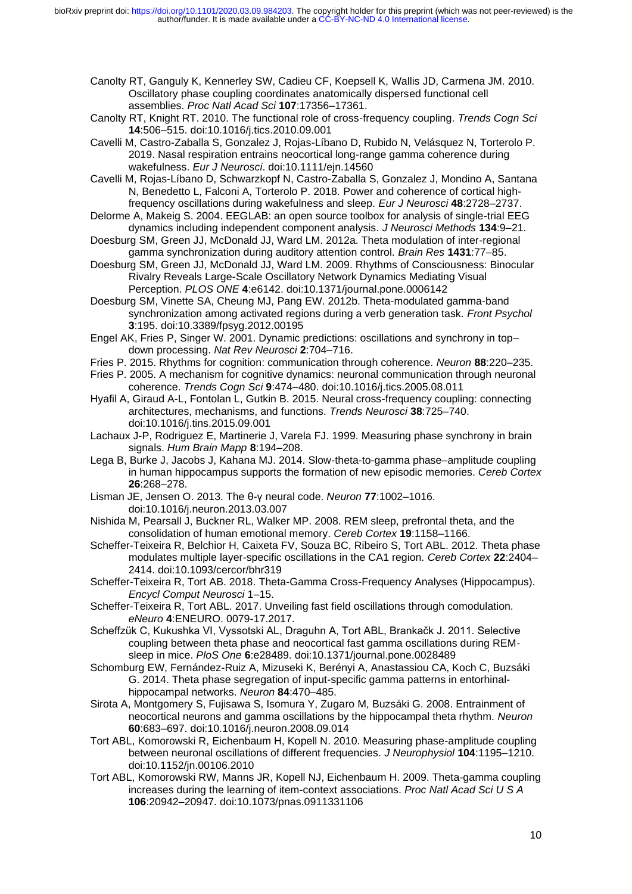Canolty RT, Ganguly K, Kennerley SW, Cadieu CF, Koepsell K, Wallis JD, Carmena JM. 2010. Oscillatory phase coupling coordinates anatomically dispersed functional cell assemblies. *Proc Natl Acad Sci* **107**:17356–17361.

Canolty RT, Knight RT. 2010. The functional role of cross-frequency coupling. *Trends Cogn Sci* **14**:506–515. doi:10.1016/j.tics.2010.09.001

Cavelli M, Castro-Zaballa S, Gonzalez J, Rojas-Líbano D, Rubido N, Velásquez N, Torterolo P. 2019. Nasal respiration entrains neocortical long-range gamma coherence during wakefulness. *Eur J Neurosci*. doi:10.1111/ejn.14560

Cavelli M, Rojas-Líbano D, Schwarzkopf N, Castro-Zaballa S, Gonzalez J, Mondino A, Santana N, Benedetto L, Falconi A, Torterolo P. 2018. Power and coherence of cortical high-frequency oscillations during wakefulness and sleep. *Eur J Neurosci* **48**:2728–2737.

Delorme A, Makeig S. 2004. EEGLAB: an open source toolbox for analysis of single-trial EEG dynamics including independent component analysis. *J Neurosci Methods* **134**:9–21.

Doesburg SM, Green JJ, McDonald JJ, Ward LM. 2012a. Theta modulation of inter-regional gamma synchronization during auditory attention control. *Brain Res* **1431**:77–85.

Doesburg SM, Green JJ, McDonald JJ, Ward LM. 2009. Rhythms of Consciousness: Binocular Rivalry Reveals Large-Scale Oscillatory Network Dynamics Mediating Visual Perception. *PLOS ONE* **4**:e6142. doi:10.1371/journal.pone.0006142

Doesburg SM, Vinette SA, Cheung MJ, Pang EW. 2012b. Theta-modulated gamma-band synchronization among activated regions during a verb generation task. *Front Psychol* **3**:195. doi:10.3389/fpsyg.2012.00195

Engel AK, Fries P, Singer W. 2001. Dynamic predictions: oscillations and synchrony in top–down processing. *Nat Rev Neurosci* **2**:704–716.

Fries P. 2015. Rhythms for cognition: communication through coherence. *Neuron* **88**:220–235.

Fries P. 2005. A mechanism for cognitive dynamics: neuronal communication through neuronal coherence. *Trends Cogn Sci* **9**:474–480. doi:10.1016/j.tics.2005.08.011

Hyafil A, Giraud A-L, Fontolan L, Gutkin B. 2015. Neural cross-frequency coupling: connecting architectures, mechanisms, and functions. *Trends Neurosci* **38**:725–740. doi:10.1016/j.tins.2015.09.001

Lachaux J-P, Rodriguez E, Martinerie J, Varela FJ. 1999. Measuring phase synchrony in brain signals. *Hum Brain Mapp* **8**:194–208.

Lega B, Burke J, Jacobs J, Kahana MJ. 2014. Slow-theta-to-gamma phase–amplitude coupling in human hippocampus supports the formation of new episodic memories. *Cereb Cortex* **26**:268–278.

Lisman JE, Jensen O. 2013. The θ-γ neural code. *Neuron* **77**:1002–1016. doi:10.1016/j.neuron.2013.03.007

Nishida M, Pearsall J, Buckner RL, Walker MP. 2008. REM sleep, prefrontal theta, and the consolidation of human emotional memory. *Cereb Cortex* **19**:1158–1166.

Scheffer-Teixeira R, Belchior H, Caixeta FV, Souza BC, Ribeiro S, Tort ABL. 2012. Theta phase modulates multiple layer-specific oscillations in the CA1 region. *Cereb Cortex* **22**:2404–2414. doi:10.1093/cercor/bhr319

Scheffer-Teixeira R, Tort AB. 2018. Theta-Gamma Cross-Frequency Analyses (Hippocampus). *Encycl Comput Neurosci* 1–15.

Scheffer-Teixeira R, Tort ABL. 2017. Unveiling fast field oscillations through comodulation. *eNeuro* **4**:ENEURO. 0079-17.2017.

Scheffzük C, Kukushka VI, Vyssotski AL, Draguhn A, Tort ABL, Brankačk J. 2011. Selective coupling between theta phase and neocortical fast gamma oscillations during REM-sleep in mice. *PloS One* **6**:e28489. doi:10.1371/journal.pone.0028489

Schomburg EW, Fernández-Ruiz A, Mizuseki K, Berényi A, Anastassiou CA, Koch C, Buzsáki G. 2014. Theta phase segregation of input-specific gamma patterns in entorhinal-hippocampal networks. *Neuron* **84**:470–485.

Sirota A, Montgomery S, Fujisawa S, Isomura Y, Zugaro M, Buzsáki G. 2008. Entrainment of neocortical neurons and gamma oscillations by the hippocampal theta rhythm. *Neuron* **60**:683–697. doi:10.1016/j.neuron.2008.09.014

Tort ABL, Komorowski R, Eichenbaum H, Kopell N. 2010. Measuring phase-amplitude coupling between neuronal oscillations of different frequencies. *J Neurophysiol* **104**:1195–1210. doi:10.1152/jn.00106.2010

Tort ABL, Komorowski RW, Manns JR, Kopell NJ, Eichenbaum H. 2009. Theta-gamma coupling increases during the learning of item-context associations. *Proc Natl Acad Sci U S A* **106**:20942–20947. doi:10.1073/pnas.0911331106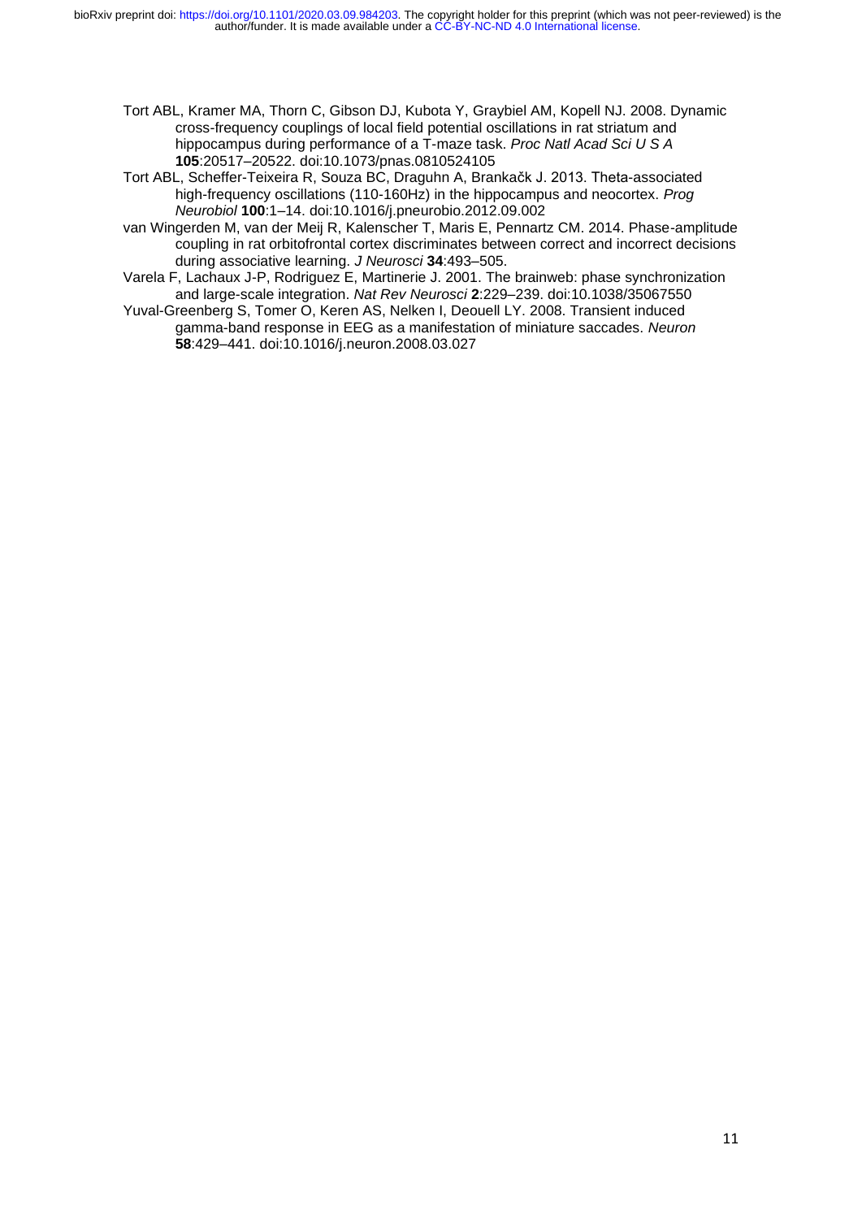Tort ABL, Kramer MA, Thorn C, Gibson DJ, Kubota Y, Graybiel AM, Kopell NJ. 2008. Dynamic cross-frequency couplings of local field potential oscillations in rat striatum and hippocampus during performance of a T-maze task. *Proc Natl Acad Sci U S A* **105**:20517–20522. doi:10.1073/pnas.0810524105

Tort ABL, Scheffer-Teixeira R, Souza BC, Draguhn A, Brankačk J. 2013. Theta-associated high-frequency oscillations (110-160Hz) in the hippocampus and neocortex. *Prog Neurobiol* **100**:1–14. doi:10.1016/j.pneurobio.2012.09.002

van Wingerden M, van der Meij R, Kalenscher T, Maris E, Pennartz CM. 2014. Phase-amplitude coupling in rat orbitofrontal cortex discriminates between correct and incorrect decisions during associative learning. *J Neurosci* **34**:493–505.

Varela F, Lachaux J-P, Rodriguez E, Martinerie J. 2001. The brainweb: phase synchronization and large-scale integration. *Nat Rev Neurosci* **2**:229–239. doi:10.1038/35067550

Yuval-Greenberg S, Tomer O, Keren AS, Nelken I, Deouell LY. 2008. Transient induced gamma-band response in EEG as a manifestation of miniature saccades. *Neuron* **58**:429–441. doi:10.1016/j.neuron.2008.03.027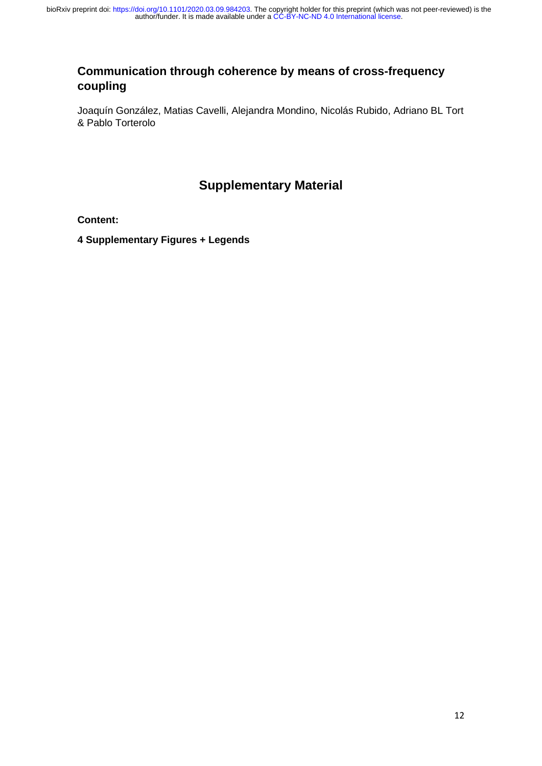## Communication through coherence by means of cross-frequency coupling

Joaquín González, Matias Cavelli, Alejandra Mondino, Nicolás Rubido, Adriano BL Tort & Pablo Torterolo

# Supplementary Material

**Content:**

**4 Supplementary Figures + Legends**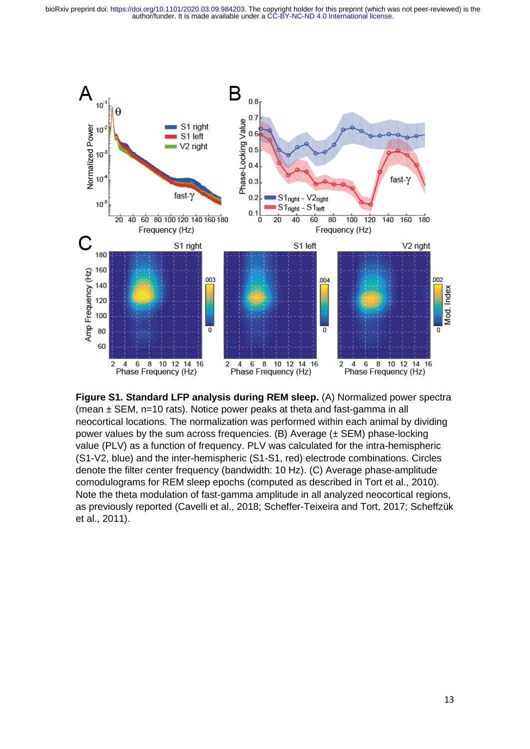**Figure S1. Standard LFP analysis during REM sleep.** (A) Normalized power spectra (mean ± SEM, n=10 rats). Notice power peaks at theta and fast-gamma in all neocortical locations. The normalization was performed within each animal by dividing power values by the sum across frequencies. (B) Average (± SEM) phase-locking value (PLV) as a function of frequency. PLV was calculated for the intra-hemispheric (S1-V2, blue) and the inter-hemispheric (S1-S1, red) electrode combinations. Circles denote the filter center frequency (bandwidth: 10 Hz). (C) Average phase-amplitude comodulograms for REM sleep epochs (computed as described in Tort et al., 2010). Note the theta modulation of fast-gamma amplitude in all analyzed neocortical regions, as previously reported (Cavelli et al., 2018; Scheffer-Teixeira and Tort, 2017; Scheffzük et al., 2011).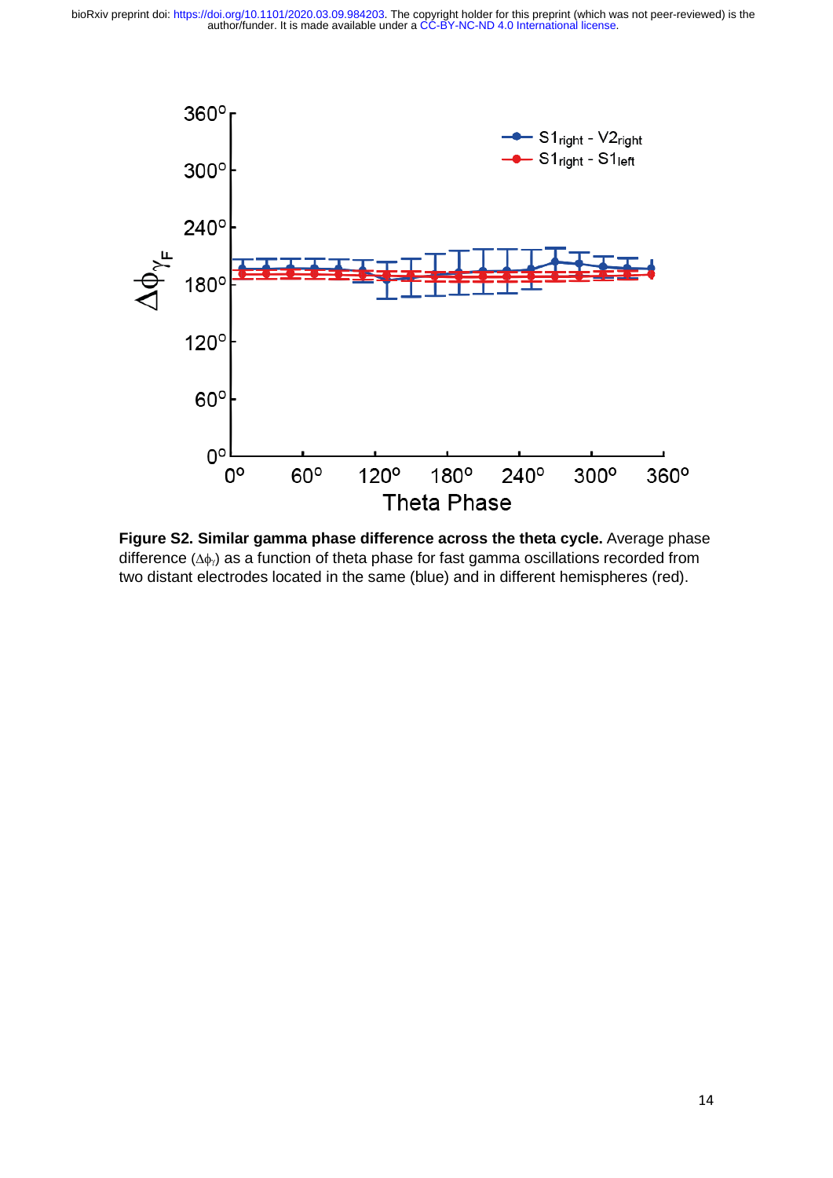**Figure S2. Similar gamma phase difference across the theta cycle.** Average phase difference ($\Delta\phi_{\gamma}$) as a function of theta phase for fast gamma oscillations recorded from two distant electrodes located in the same (blue) and in different hemispheres (red).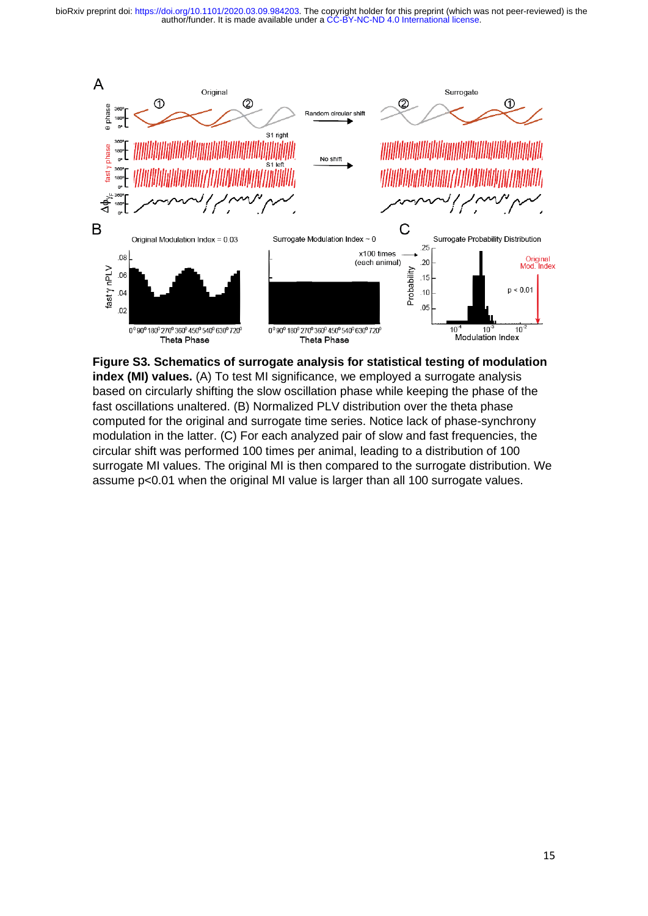**Figure S3. Schematics of surrogate analysis for statistical testing of modulation index (MI) values.** (A) To test MI significance, we employed a surrogate analysis based on circularly shifting the slow oscillation phase while keeping the phase of the fast oscillations unaltered. (B) Normalized PLV distribution over the theta phase computed for the original and surrogate time series. Notice lack of phase-synchrony modulation in the latter. (C) For each analyzed pair of slow and fast frequencies, the circular shift was performed 100 times per animal, leading to a distribution of 100 surrogate MI values. The original MI is then compared to the surrogate distribution. We assume p<0.01 when the original MI value is larger than all 100 surrogate values.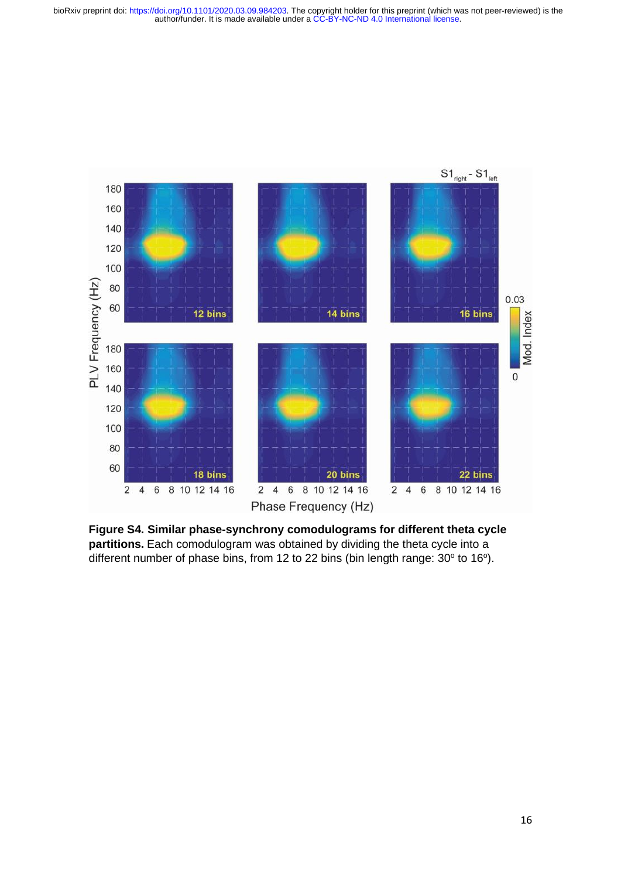S1 $_{right}$ - S1 $_{left}$

PLV Frequency (Hz)

180
160
140
120
100
80
60

12 bins

14 bins

16 bins

18 bins

20 bins

22 bins

2 4 6 8 10 12 14 16

Phase Frequency (Hz)

0.03

Mod. Index

0

**Figure S4. Similar phase-synchrony comodulograms for different theta cycle partitions.** Each comodulogram was obtained by dividing the theta cycle into a different number of phase bins, from 12 to 22 bins (bin length range: 30º to 16º).